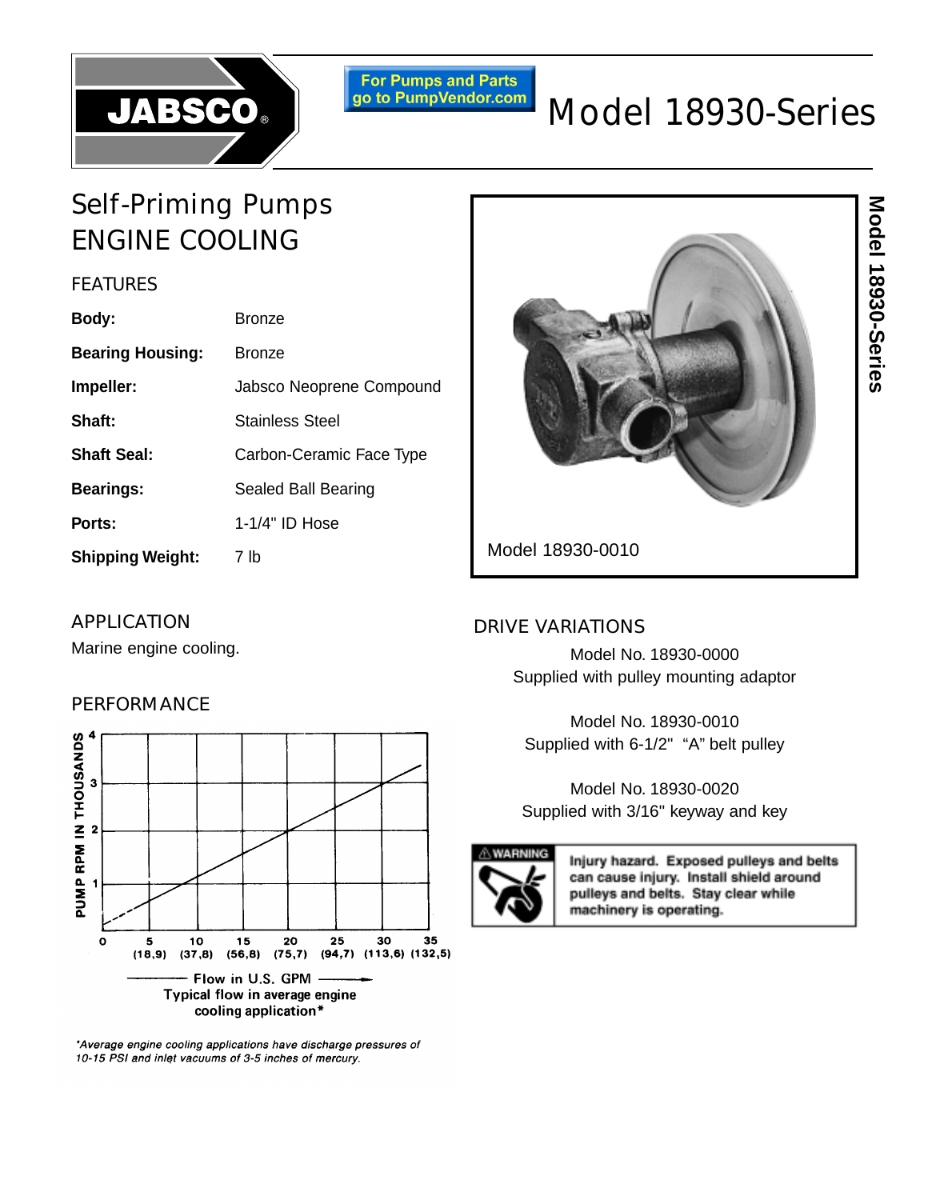JABSCO

For Pumps and Parts go to PumpVendor.com

# Model 18930-Series

## Self-Priming Pumps ENGINE COOLING

### FEATURES

| | |
|---|---|
| **Body:** | Bronze |
| **Bearing Housing:** | Bronze |
| **Impeller:** | Jabsco Neoprene Compound |
| **Shaft:** | Stainless Steel |
| **Shaft Seal:** | Carbon-Ceramic Face Type |
| **Bearings:** | Sealed Ball Bearing |
| **Ports:** | 1-1/4" ID Hose |
| **Shipping Weight:** | 7 lb |

Model 18930-0010

### APPLICATION

Marine engine cooling.

### PERFORMANCE

PUMP RPM IN THOUSANDS

0, 5 (18,9), 10 (37,8), 15 (56,8), 20 (75,7), 25 (94,7), 30 (113,6), 35 (132,5)

Flow in U.S. GPM

Typical flow in average engine cooling application*

*Average engine cooling applications have discharge pressures of 10-15 PSI and inlet vacuums of 3-5 inches of mercury.*

### DRIVE VARIATIONS

Model No. 18930-0000
Supplied with pulley mounting adaptor

Model No. 18930-0010
Supplied with 6-1/2" "A" belt pulley

Model No. 18930-0020
Supplied with 3/16" keyway and key

⚠WARNING

**Injury hazard. Exposed pulleys and belts can cause injury. Install shield around pulleys and belts. Stay clear while machinery is operating.**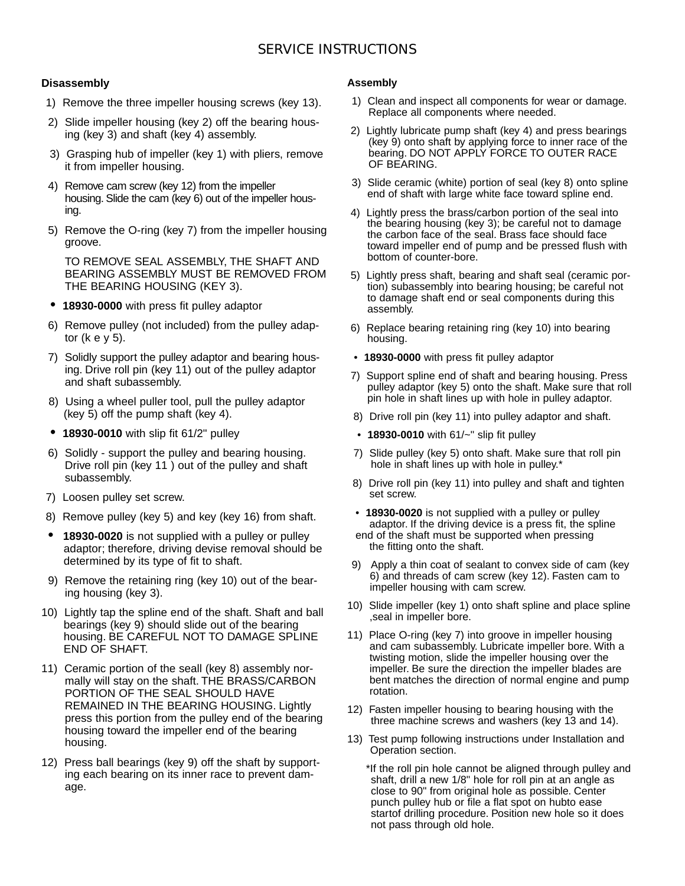# SERVICE INSTRUCTIONS

## Disassembly

1) Remove the three impeller housing screws (key 13).
2) Slide impeller housing (key 2) off the bearing housing (key 3) and shaft (key 4) assembly.
3) Grasping hub of impeller (key 1) with pliers, remove it from impeller housing.
4) Remove cam screw (key 12) from the impeller housing. Slide the cam (key 6) out of the impeller housing.
5) Remove the O-ring (key 7) from the impeller housing groove.

   TO REMOVE SEAL ASSEMBLY, THE SHAFT AND BEARING ASSEMBLY MUST BE REMOVED FROM THE BEARING HOUSING (KEY 3).

- **18930-0000** with press fit pulley adaptor

6) Remove pulley (not included) from the pulley adaptor (k e y 5).
7) Solidly support the pulley adaptor and bearing housing. Drive roll pin (key 11) out of the pulley adaptor and shaft subassembly.
8) Using a wheel puller tool, pull the pulley adaptor (key 5) off the pump shaft (key 4).

- **18930-0010** with slip fit 61/2" pulley

6) Solidly - support the pulley and bearing housing. Drive roll pin (key 11 ) out of the pulley and shaft subassembly.
7) Loosen pulley set screw.
8) Remove pulley (key 5) and key (key 16) from shaft.

- **18930-0020** is not supplied with a pulley or pulley adaptor; therefore, driving devise removal should be determined by its type of fit to shaft.

9) Remove the retaining ring (key 10) out of the bearing housing (key 3).
10) Lightly tap the spline end of the shaft. Shaft and ball bearings (key 9) should slide out of the bearing housing. BE CAREFUL NOT TO DAMAGE SPLINE END OF SHAFT.
11) Ceramic portion of the seall (key 8) assembly normally will stay on the shaft. THE BRASS/CARBON PORTION OF THE SEAL SHOULD HAVE REMAINED IN THE BEARING HOUSING. Lightly press this portion from the pulley end of the bearing housing toward the impeller end of the bearing housing.
12) Press ball bearings (key 9) off the shaft by supporting each bearing on its inner race to prevent damage.

## Assembly

1) Clean and inspect all components for wear or damage. Replace all components where needed.
2) Lightly lubricate pump shaft (key 4) and press bearings (key 9) onto shaft by applying force to inner race of the bearing. DO NOT APPLY FORCE TO OUTER RACE OF BEARING.
3) Slide ceramic (white) portion of seal (key 8) onto spline end of shaft with large white face toward spline end.
4) Lightly press the brass/carbon portion of the seal into the bearing housing (key 3); be careful not to damage the carbon face of the seal. Brass face should face toward impeller end of pump and be pressed flush with bottom of counter-bore.
5) Lightly press shaft, bearing and shaft seal (ceramic portion) subassembly into bearing housing; be careful not to damage shaft end or seal components during this assembly.
6) Replace bearing retaining ring (key 10) into bearing housing.

- **18930-0000** with press fit pulley adaptor

7) Support spline end of shaft and bearing housing. Press pulley adaptor (key 5) onto the shaft. Make sure that roll pin hole in shaft lines up with hole in pulley adaptor.
8) Drive roll pin (key 11) into pulley adaptor and shaft.

- **18930-0010** with 61/~" slip fit pulley

7) Slide pulley (key 5) onto shaft. Make sure that roll pin hole in shaft lines up with hole in pulley.*
8) Drive roll pin (key 11) into pulley and shaft and tighten set screw.

- **18930-0020** is not supplied with a pulley or pulley adaptor. If the driving device is a press fit, the spline end of the shaft must be supported when pressing the fitting onto the shaft.

9) Apply a thin coat of sealant to convex side of cam (key 6) and threads of cam screw (key 12). Fasten cam to impeller housing with cam screw.
10) Slide impeller (key 1) onto shaft spline and place spline ,seal in impeller bore.
11) Place O-ring (key 7) into groove in impeller housing and cam subassembly. Lubricate impeller bore. With a twisting motion, slide the impeller housing over the impeller. Be sure the direction the impeller blades are bent matches the direction of normal engine and pump rotation.
12) Fasten impeller housing to bearing housing with the three machine screws and washers (key 13 and 14).
13) Test pump following instructions under Installation and Operation section.

*If the roll pin hole cannot be aligned through pulley and shaft, drill a new 1/8" hole for roll pin at an angle as close to 90" from original hole as possible. Center punch pulley hub or file a flat spot on hubto ease startof drilling procedure. Position new hole so it does not pass through old hole.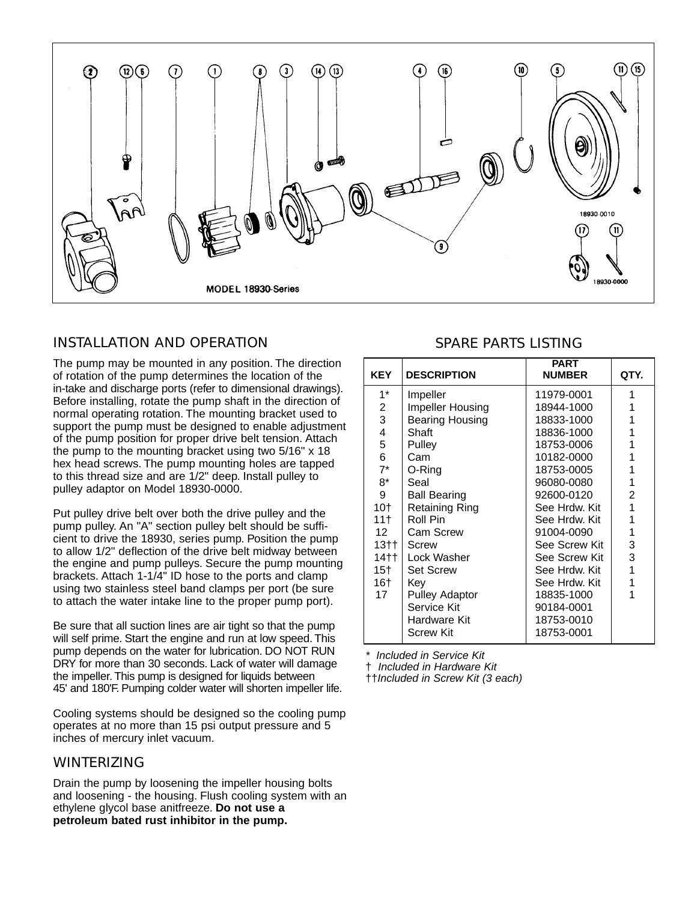MODEL 18930-Series

## INSTALLATION AND OPERATION

The pump may be mounted in any position. The direction of rotation of the pump determines the location of the in-take and discharge ports (refer to dimensional drawings). Before installing, rotate the pump shaft in the direction of normal operating rotation. The mounting bracket used to support the pump must be designed to enable adjustment of the pump position for proper drive belt tension. Attach the pump to the mounting bracket using two 5/16" x 18 hex head screws. The pump mounting holes are tapped to this thread size and are 1/2" deep. Install pulley to pulley adaptor on Model 18930-0000.

Put pulley drive belt over both the drive pulley and the pump pulley. An "A" section pulley belt should be suffi-cient to drive the 18930, series pump. Position the pump to allow 1/2" deflection of the drive belt midway between the engine and pump pulleys. Secure the pump mounting brackets. Attach 1-1/4" ID hose to the ports and clamp using two stainless steel band clamps per port (be sure to attach the water intake line to the proper pump port).

Be sure that all suction lines are air tight so that the pump will self prime. Start the engine and run at low speed. This pump depends on the water for lubrication. DO NOT RUN DRY for more than 30 seconds. Lack of water will damage the impeller. This pump is designed for liquids between 45' and 180'F. Pumping colder water will shorten impeller life.

Cooling systems should be designed so the cooling pump operates at no more than 15 psi output pressure and 5 inches of mercury inlet vacuum.

## WINTERIZING

Drain the pump by loosening the impeller housing bolts and loosening - the housing. Flush cooling system with an ethylene glycol base anitfreeze. **Do not use a petroleum bated rust inhibitor in the pump.**

## SPARE PARTS LISTING

| KEY | DESCRIPTION | PART NUMBER | QTY. |
|---|---|---|---|
| 1* | Impeller | 11979-0001 | 1 |
| 2 | Impeller Housing | 18944-1000 | 1 |
| 3 | Bearing Housing | 18833-1000 | 1 |
| 4 | Shaft | 18836-1000 | 1 |
| 5 | Pulley | 18753-0006 | 1 |
| 6 | Cam | 10182-0000 | 1 |
| 7* | O-Ring | 18753-0005 | 1 |
| 8* | Seal | 96080-0080 | 1 |
| 9 | Ball Bearing | 92600-0120 | 2 |
| 10† | Retaining Ring | See Hrdw. Kit | 1 |
| 11† | Roll Pin | See Hrdw. Kit | 1 |
| 12 | Cam Screw | 91004-0090 | 1 |
| 13†† | Screw | See Screw Kit | 3 |
| 14†† | Lock Washer | See Screw Kit | 3 |
| 15† | Set Screw | See Hrdw. Kit | 1 |
| 16† | Key | See Hrdw. Kit | 1 |
| 17 | Pulley Adaptor | 18835-1000 | 1 |
| | Service Kit | 90184-0001 | |
| | Hardware Kit | 18753-0010 | |
| | Screw Kit | 18753-0001 | |

*\* Included in Service Kit*
*† Included in Hardware Kit*
*††Included in Screw Kit (3 each)*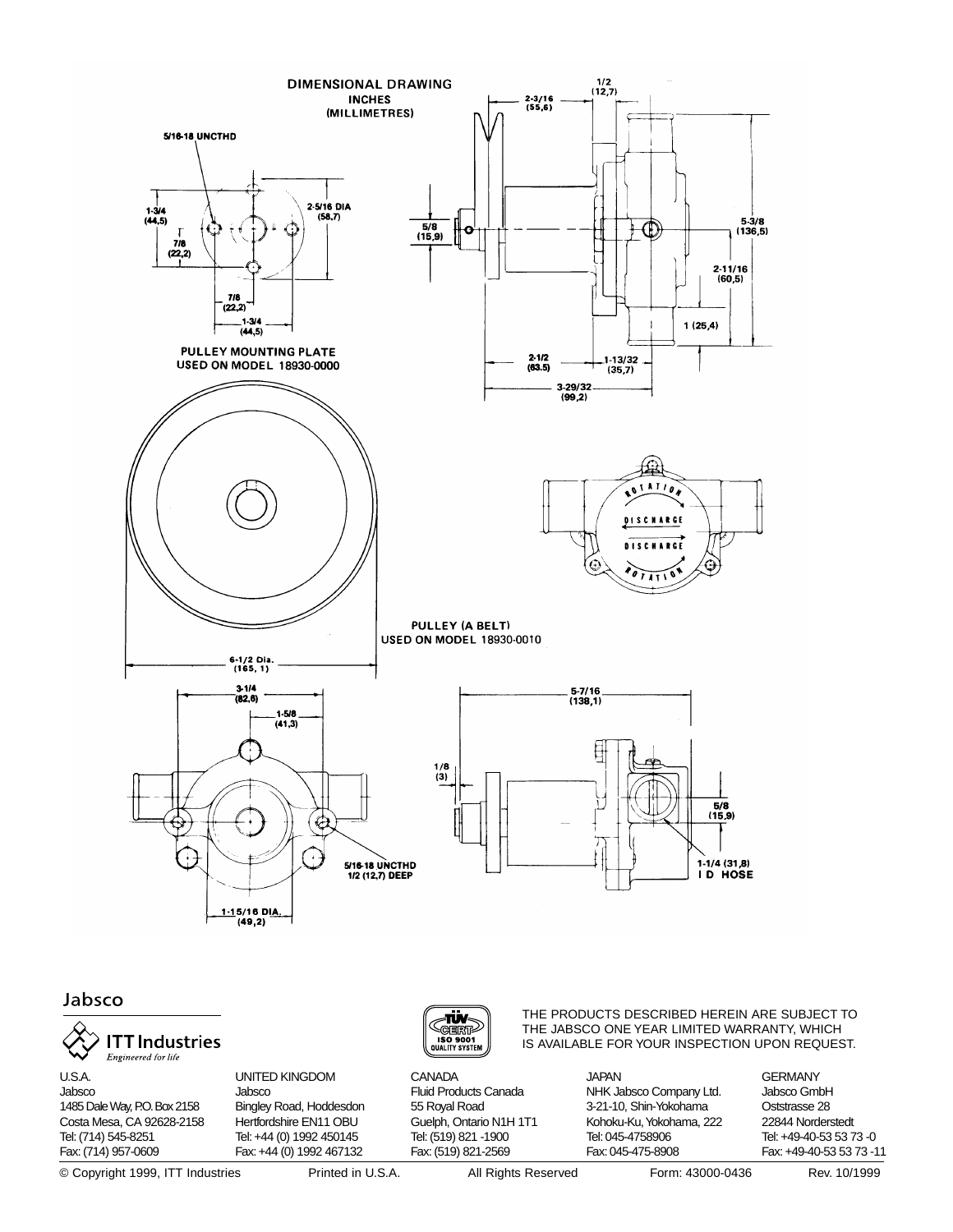DIMENSIONAL DRAWING
INCHES
(MILLIMETRES)

5/16-18 UNCTHD

1-3/4
(44,5)

7/8
(22,2)

2-5/16 DIA
(58,7)

7/8
(22,2)

1-3/4
(44,5)

PULLEY MOUNTING PLATE
USED ON MODEL 18930-0000

1/2
(12,7)

2-3/16
(55,6)

5/8
(15,9)

5-3/8
(136,5)

2-11/16
(60,5)

1 (25,4)

2-1/2
(63.5)

1-13/32
(35,7)

3-29/32
(99,2)

ROTATION
DISCHARGE
DISCHARGE
ROTATION

PULLEY (A BELT)
USED ON MODEL 18930-0010

6-1/2 Dia.
(165, 1)

3-1/4
(82,6)

1-5/8
(41,3)

5/16-18 UNCTHD
1/2 (12,7) DEEP

1-15/16 DIA.
(49,2)

5-7/16
(138,1)

1/8
(3)

5/8
(15,9)

1-1/4 (31,8)
I D HOSE

Jabsco

ITT Industries
*Engineered for life*

TÜV CERT ISO 9001 QUALITY SYSTEM

THE PRODUCTS DESCRIBED HEREIN ARE SUBJECT TO THE JABSCO ONE YEAR LIMITED WARRANTY, WHICH IS AVAILABLE FOR YOUR INSPECTION UPON REQUEST.

U.S.A.
Jabsco
1485 Dale Way, P.O. Box 2158
Costa Mesa, CA 92628-2158
Tel: (714) 545-8251
Fax: (714) 957-0609

UNITED KINGDOM
Jabsco
Bingley Road, Hoddesdon
Hertfordshire EN11 OBU
Tel: +44 (0) 1992 450145
Fax: +44 (0) 1992 467132

CANADA
Fluid Products Canada
55 Royal Road
Guelph, Ontario N1H 1T1
Tel: (519) 821 -1900
Fax: (519) 821-2569

JAPAN
NHK Jabsco Company Ltd.
3-21-10, Shin-Yokohama
Kohoku-Ku, Yokohama, 222
Tel: 045-4758906
Fax: 045-475-8908

GERMANY
Jabsco GmbH
Oststrasse 28
22844 Norderstedt
Tel: +49-40-53 53 73 -0
Fax: +49-40-53 53 73 -11

© Copyright 1999, ITT Industries    Printed in U.S.A.    All Rights Reserved    Form: 43000-0436    Rev. 10/1999